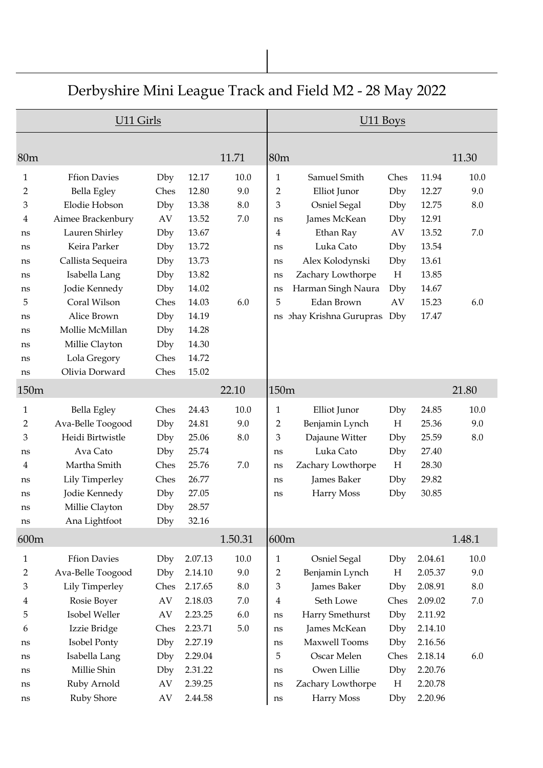# Derbyshire Mini League Track and Field M2 - 28 May 2022

## U11 Girls

### 80m — 11.71

| Pos | Name | Club | Time | Points |
|---|---|---|---|---|
| 1 | Ffion Davies | Dby | 12.17 | 10.0 |
| 2 | Bella Egley | Ches | 12.80 | 9.0 |
| 3 | Elodie Hobson | Dby | 13.38 | 8.0 |
| 4 | Aimee Brackenbury | AV | 13.52 | 7.0 |
| ns | Lauren Shirley | Dby | 13.67 | |
| ns | Keira Parker | Dby | 13.72 | |
| ns | Callista Sequeira | Dby | 13.73 | |
| ns | Isabella Lang | Dby | 13.82 | |
| ns | Jodie Kennedy | Dby | 14.02 | |
| 5 | Coral Wilson | Ches | 14.03 | 6.0 |
| ns | Alice Brown | Dby | 14.19 | |
| ns | Mollie McMillan | Dby | 14.28 | |
| ns | Millie Clayton | Dby | 14.30 | |
| ns | Lola Gregory | Ches | 14.72 | |
| ns | Olivia Dorward | Ches | 15.02 | |

### 150m — 22.10

| Pos | Name | Club | Time | Points |
|---|---|---|---|---|
| 1 | Bella Egley | Ches | 24.43 | 10.0 |
| 2 | Ava-Belle Toogood | Dby | 24.81 | 9.0 |
| 3 | Heidi Birtwistle | Dby | 25.06 | 8.0 |
| ns | Ava Cato | Dby | 25.74 | |
| 4 | Martha Smith | Ches | 25.76 | 7.0 |
| ns | Lily Timperley | Ches | 26.77 | |
| ns | Jodie Kennedy | Dby | 27.05 | |
| ns | Millie Clayton | Dby | 28.57 | |
| ns | Ana Lightfoot | Dby | 32.16 | |

### 600m — 1.50.31

| Pos | Name | Club | Time | Points |
|---|---|---|---|---|
| 1 | Ffion Davies | Dby | 2.07.13 | 10.0 |
| 2 | Ava-Belle Toogood | Dby | 2.14.10 | 9.0 |
| 3 | Lily Timperley | Ches | 2.17.65 | 8.0 |
| 4 | Rosie Boyer | AV | 2.18.03 | 7.0 |
| 5 | Isobel Weller | AV | 2.23.25 | 6.0 |
| 6 | Izzie Bridge | Ches | 2.23.71 | 5.0 |
| ns | Isobel Ponty | Dby | 2.27.19 | |
| ns | Isabella Lang | Dby | 2.29.04 | |
| ns | Millie Shin | Dby | 2.31.22 | |
| ns | Ruby Arnold | AV | 2.39.25 | |
| ns | Ruby Shore | AV | 2.44.58 | |

## U11 Boys

### 80m — 11.30

| Pos | Name | Club | Time | Points |
|---|---|---|---|---|
| 1 | Samuel Smith | Ches | 11.94 | 10.0 |
| 2 | Elliot Junor | Dby | 12.27 | 9.0 |
| 3 | Osniel Segal | Dby | 12.75 | 8.0 |
| ns | James McKean | Dby | 12.91 | |
| 4 | Ethan Ray | AV | 13.52 | 7.0 |
| ns | Luka Cato | Dby | 13.54 | |
| ns | Alex Kolodynski | Dby | 13.61 | |
| ns | Zachary Lowthorpe | H | 13.85 | |
| ns | Harman Singh Naura | Dby | 14.67 | |
| 5 | Edan Brown | AV | 15.23 | 6.0 |
| ns | ɔhay Krishna Gurupras | Dby | 17.47 | |

### 150m — 21.80

| Pos | Name | Club | Time | Points |
|---|---|---|---|---|
| 1 | Elliot Junor | Dby | 24.85 | 10.0 |
| 2 | Benjamin Lynch | H | 25.36 | 9.0 |
| 3 | Dajaune Witter | Dby | 25.59 | 8.0 |
| ns | Luka Cato | Dby | 27.40 | |
| ns | Zachary Lowthorpe | H | 28.30 | |
| ns | James Baker | Dby | 29.82 | |
| ns | Harry Moss | Dby | 30.85 | |

### 600m — 1.48.1

| Pos | Name | Club | Time | Points |
|---|---|---|---|---|
| 1 | Osniel Segal | Dby | 2.04.61 | 10.0 |
| 2 | Benjamin Lynch | H | 2.05.37 | 9.0 |
| 3 | James Baker | Dby | 2.08.91 | 8.0 |
| 4 | Seth Lowe | Ches | 2.09.02 | 7.0 |
| ns | Harry Smethurst | Dby | 2.11.92 | |
| ns | James McKean | Dby | 2.14.10 | |
| ns | Maxwell Tooms | Dby | 2.16.56 | |
| 5 | Oscar Melen | Ches | 2.18.14 | 6.0 |
| ns | Owen Lillie | Dby | 2.20.76 | |
| ns | Zachary Lowthorpe | H | 2.20.78 | |
| ns | Harry Moss | Dby | 2.20.96 | |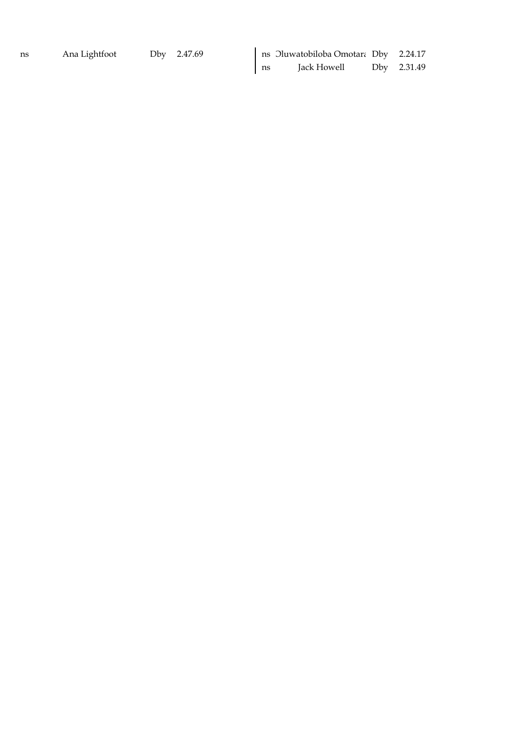| | | | |
|---|---|---|---|
| ns | Ana Lightfoot | Dby | 2.47.69 |

| | | | |
|---|---|---|---|
| ns | Oluwatobiloba Omotara | Dby | 2.24.17 |
| ns | Jack Howell | Dby | 2.31.49 |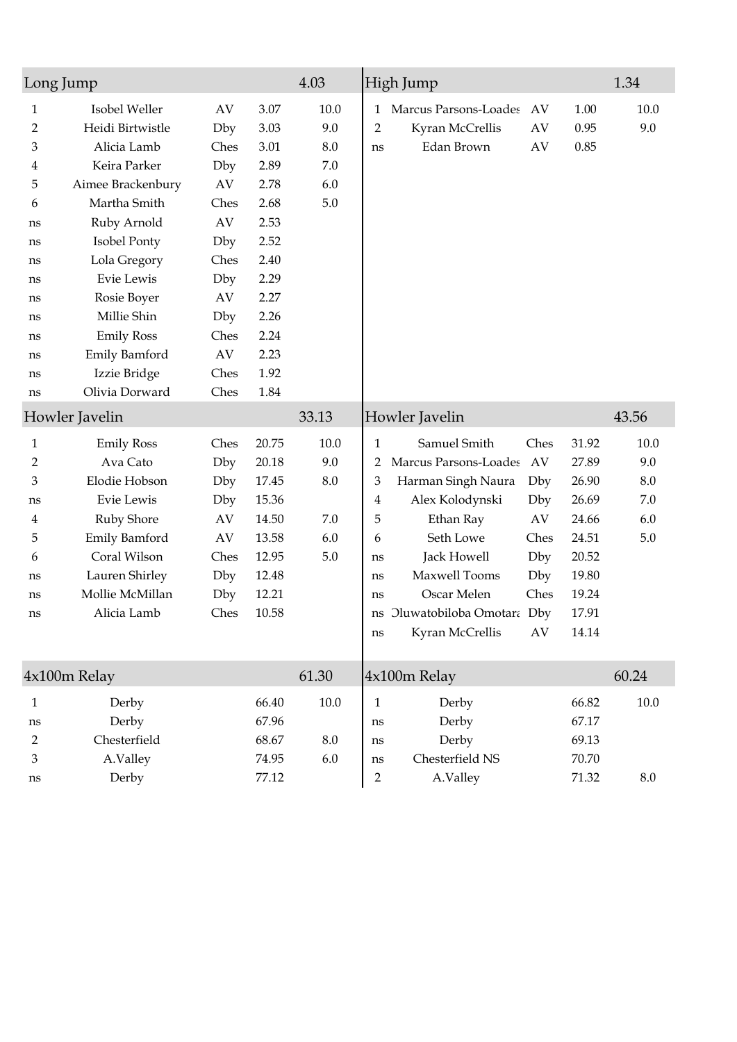## Long Jump — 4.03

| Pos | Name | Club | Perf | Pts |
|---|---|---|---|---|
| 1 | Isobel Weller | AV | 3.07 | 10.0 |
| 2 | Heidi Birtwistle | Dby | 3.03 | 9.0 |
| 3 | Alicia Lamb | Ches | 3.01 | 8.0 |
| 4 | Keira Parker | Dby | 2.89 | 7.0 |
| 5 | Aimee Brackenbury | AV | 2.78 | 6.0 |
| 6 | Martha Smith | Ches | 2.68 | 5.0 |
| ns | Ruby Arnold | AV | 2.53 | |
| ns | Isobel Ponty | Dby | 2.52 | |
| ns | Lola Gregory | Ches | 2.40 | |
| ns | Evie Lewis | Dby | 2.29 | |
| ns | Rosie Boyer | AV | 2.27 | |
| ns | Millie Shin | Dby | 2.26 | |
| ns | Emily Ross | Ches | 2.24 | |
| ns | Emily Bamford | AV | 2.23 | |
| ns | Izzie Bridge | Ches | 1.92 | |
| ns | Olivia Dorward | Ches | 1.84 | |

## High Jump — 1.34

| Pos | Name | Club | Perf | Pts |
|---|---|---|---|---|
| 1 | Marcus Parsons-Loades | AV | 1.00 | 10.0 |
| 2 | Kyran McCrellis | AV | 0.95 | 9.0 |
| ns | Edan Brown | AV | 0.85 | |

## Howler Javelin — 33.13

| Pos | Name | Club | Perf | Pts |
|---|---|---|---|---|
| 1 | Emily Ross | Ches | 20.75 | 10.0 |
| 2 | Ava Cato | Dby | 20.18 | 9.0 |
| 3 | Elodie Hobson | Dby | 17.45 | 8.0 |
| ns | Evie Lewis | Dby | 15.36 | |
| 4 | Ruby Shore | AV | 14.50 | 7.0 |
| 5 | Emily Bamford | AV | 13.58 | 6.0 |
| 6 | Coral Wilson | Ches | 12.95 | 5.0 |
| ns | Lauren Shirley | Dby | 12.48 | |
| ns | Mollie McMillan | Dby | 12.21 | |
| ns | Alicia Lamb | Ches | 10.58 | |

## Howler Javelin — 43.56

| Pos | Name | Club | Perf | Pts |
|---|---|---|---|---|
| 1 | Samuel Smith | Ches | 31.92 | 10.0 |
| 2 | Marcus Parsons-Loades | AV | 27.89 | 9.0 |
| 3 | Harman Singh Naura | Dby | 26.90 | 8.0 |
| 4 | Alex Kolodynski | Dby | 26.69 | 7.0 |
| 5 | Ethan Ray | AV | 24.66 | 6.0 |
| 6 | Seth Lowe | Ches | 24.51 | 5.0 |
| ns | Jack Howell | Dby | 20.52 | |
| ns | Maxwell Tooms | Dby | 19.80 | |
| ns | Oscar Melen | Ches | 19.24 | |
| ns | Oluwatobiloba Omotara | Dby | 17.91 | |
| ns | Kyran McCrellis | AV | 14.14 | |

## 4x100m Relay — 61.30

| Pos | Team | Perf | Pts |
|---|---|---|---|
| 1 | Derby | 66.40 | 10.0 |
| ns | Derby | 67.96 | |
| 2 | Chesterfield | 68.67 | 8.0 |
| 3 | A.Valley | 74.95 | 6.0 |
| ns | Derby | 77.12 | |

## 4x100m Relay — 60.24

| Pos | Team | Perf | Pts |
|---|---|---|---|
| 1 | Derby | 66.82 | 10.0 |
| ns | Derby | 67.17 | |
| ns | Derby | 69.13 | |
| ns | Chesterfield NS | 70.70 | |
| 2 | A.Valley | 71.32 | 8.0 |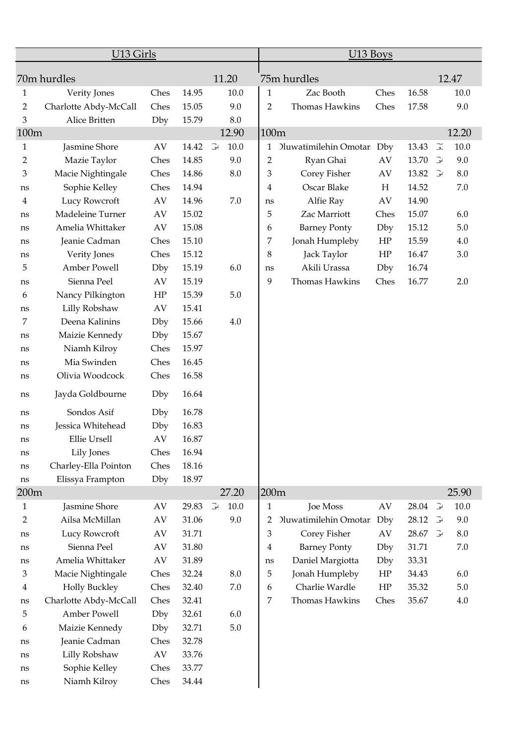## U13 Girls

### 70m hurdles — 11.20

| Pos | Name | Club | Time | | Points |
|---|---|---|---|---|---|
| 1 | Verity Jones | Ches | 14.95 | | 10.0 |
| 2 | Charlotte Abdy-McCall | Ches | 15.05 | | 9.0 |
| 3 | Alice Britten | Dby | 15.79 | | 8.0 |

### 100m — 12.90

| Pos | Name | Club | Time | | Points |
|---|---|---|---|---|---|
| 1 | Jasmine Shore | AV | 14.42 | G4 | 10.0 |
| 2 | Mazie Taylor | Ches | 14.85 | | 9.0 |
| 3 | Macie Nightingale | Ches | 14.86 | | 8.0 |
| ns | Sophie Kelley | Ches | 14.94 | | |
| 4 | Lucy Rowcroft | AV | 14.96 | | 7.0 |
| ns | Madeleine Turner | AV | 15.02 | | |
| ns | Amelia Whittaker | AV | 15.08 | | |
| ns | Jeanie Cadman | Ches | 15.10 | | |
| ns | Verity Jones | Ches | 15.12 | | |
| 5 | Amber Powell | Dby | 15.19 | | 6.0 |
| ns | Sienna Peel | AV | 15.19 | | |
| 6 | Nancy Pilkington | HP | 15.39 | | 5.0 |
| ns | Lilly Robshaw | AV | 15.41 | | |
| 7 | Deena Kalinins | Dby | 15.66 | | 4.0 |
| ns | Maizie Kennedy | Dby | 15.67 | | |
| ns | Niamh Kilroy | Ches | 15.97 | | |
| ns | Mia Swinden | Ches | 16.45 | | |
| ns | Olivia Woodcock | Ches | 16.58 | | |
| ns | Jayda Goldbourne | Dby | 16.64 | | |
| ns | Sondos Asif | Dby | 16.78 | | |
| ns | Jessica Whitehead | Dby | 16.83 | | |
| ns | Ellie Ursell | AV | 16.87 | | |
| ns | Lily Jones | Ches | 16.94 | | |
| ns | Charley-Ella Pointon | Ches | 18.16 | | |
| ns | Elissya Frampton | Dby | 18.97 | | |

### 200m — 27.20

| Pos | Name | Club | Time | | Points |
|---|---|---|---|---|---|
| 1 | Jasmine Shore | AV | 29.83 | G4 | 10.0 |
| 2 | Ailsa McMillan | AV | 31.06 | | 9.0 |
| ns | Lucy Rowcroft | AV | 31.71 | | |
| ns | Sienna Peel | AV | 31.80 | | |
| ns | Amelia Whittaker | AV | 31.89 | | |
| 3 | Macie Nightingale | Ches | 32.24 | | 8.0 |
| 4 | Holly Buckley | Ches | 32.40 | | 7.0 |
| ns | Charlotte Abdy-McCall | Ches | 32.41 | | |
| 5 | Amber Powell | Dby | 32.61 | | 6.0 |
| 6 | Maizie Kennedy | Dby | 32.71 | | 5.0 |
| ns | Jeanie Cadman | Ches | 32.78 | | |
| ns | Lilly Robshaw | AV | 33.76 | | |
| ns | Sophie Kelley | Ches | 33.77 | | |
| ns | Niamh Kilroy | Ches | 34.44 | | |

## U13 Boys

### 75m hurdles — 12.47

| Pos | Name | Club | Time | | Points |
|---|---|---|---|---|---|
| 1 | Zac Booth | Ches | 16.58 | | 10.0 |
| 2 | Thomas Hawkins | Ches | 17.58 | | 9.0 |

### 100m — 12.20

| Pos | Name | Club | Time | | Points |
|---|---|---|---|---|---|
| 1 | Oluwatimilehin Omotara | Dby | 13.43 | G3 | 10.0 |
| 2 | Ryan Ghai | AV | 13.70 | G4 | 9.0 |
| 3 | Corey Fisher | AV | 13.82 | G4 | 8.0 |
| 4 | Oscar Blake | H | 14.52 | | 7.0 |
| ns | Alfie Ray | AV | 14.90 | | |
| 5 | Zac Marriott | Ches | 15.07 | | 6.0 |
| 6 | Barney Ponty | Dby | 15.12 | | 5.0 |
| 7 | Jonah Humpleby | HP | 15.59 | | 4.0 |
| 8 | Jack Taylor | HP | 16.47 | | 3.0 |
| ns | Akili Urassa | Dby | 16.74 | | |
| 9 | Thomas Hawkins | Ches | 16.77 | | 2.0 |

### 200m — 25.90

| Pos | Name | Club | Time | | Points |
|---|---|---|---|---|---|
| 1 | Joe Moss | AV | 28.04 | G4 | 10.0 |
| 2 | Oluwatimilehin Omotara | Dby | 28.12 | G4 | 9.0 |
| 3 | Corey Fisher | AV | 28.67 | G4 | 8.0 |
| 4 | Barney Ponty | Dby | 31.71 | | 7.0 |
| ns | Daniel Margiotta | Dby | 33.31 | | |
| 5 | Jonah Humpleby | HP | 34.43 | | 6.0 |
| 6 | Charlie Wardle | HP | 35.32 | | 5.0 |
| 7 | Thomas Hawkins | Ches | 35.67 | | 4.0 |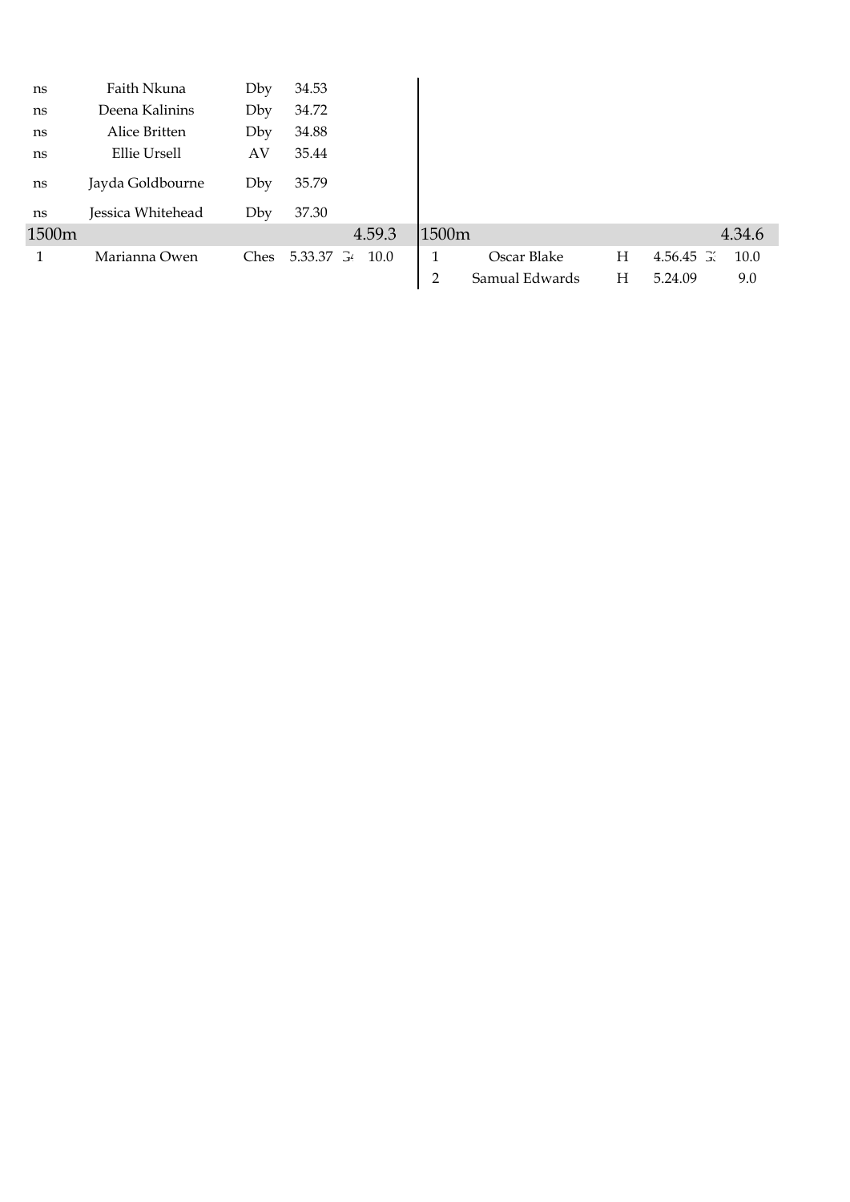| ns | Faith Nkuna | Dby | 34.53 | | |
|---|---|---|---|---|---|
| ns | Deena Kalinins | Dby | 34.72 | | |
| ns | Alice Britten | Dby | 34.88 | | |
| ns | Ellie Ursell | AV | 35.44 | | |
| ns | Jayda Goldbourne | Dby | 35.79 | | |
| ns | Jessica Whitehead | Dby | 37.30 | | |
| **1500m** | | | | | **4.59.3** |
| 1 | Marianna Owen | Ches | 5.33.37 | G | 10.0 |

| **1500m** | | | | | **4.34.6** |
|---|---|---|---|---|---|
| 1 | Oscar Blake | H | 4.56.45 | G | 10.0 |
| 2 | Samual Edwards | H | 5.24.09 | | 9.0 |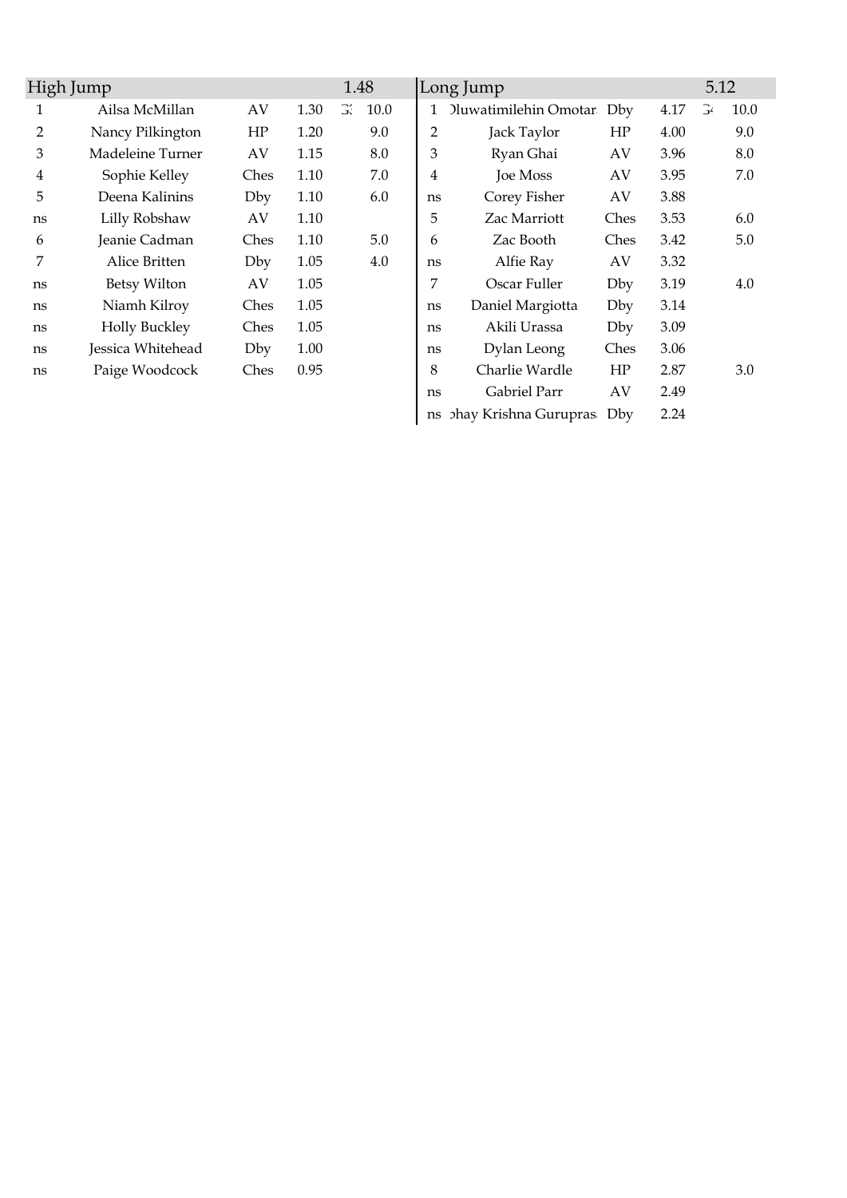## High Jump 1.48

| Pos | Name | Team | Result | | Points |
|---|---|---|---|---|---|
| 1 | Ailsa McMillan | AV | 1.30 | G: | 10.0 |
| 2 | Nancy Pilkington | HP | 1.20 | | 9.0 |
| 3 | Madeleine Turner | AV | 1.15 | | 8.0 |
| 4 | Sophie Kelley | Ches | 1.10 | | 7.0 |
| 5 | Deena Kalinins | Dby | 1.10 | | 6.0 |
| ns | Lilly Robshaw | AV | 1.10 | | |
| 6 | Jeanie Cadman | Ches | 1.10 | | 5.0 |
| 7 | Alice Britten | Dby | 1.05 | | 4.0 |
| ns | Betsy Wilton | AV | 1.05 | | |
| ns | Niamh Kilroy | Ches | 1.05 | | |
| ns | Holly Buckley | Ches | 1.05 | | |
| ns | Jessica Whitehead | Dby | 1.00 | | |
| ns | Paige Woodcock | Ches | 0.95 | | |

## Long Jump 5.12

| Pos | Name | Team | Result | | Points |
|---|---|---|---|---|---|
| 1 | Oluwatimilehin Omotar | Dby | 4.17 | G | 10.0 |
| 2 | Jack Taylor | HP | 4.00 | | 9.0 |
| 3 | Ryan Ghai | AV | 3.96 | | 8.0 |
| 4 | Joe Moss | AV | 3.95 | | 7.0 |
| ns | Corey Fisher | AV | 3.88 | | |
| 5 | Zac Marriott | Ches | 3.53 | | 6.0 |
| 6 | Zac Booth | Ches | 3.42 | | 5.0 |
| ns | Alfie Ray | AV | 3.32 | | |
| 7 | Oscar Fuller | Dby | 3.19 | | 4.0 |
| ns | Daniel Margiotta | Dby | 3.14 | | |
| ns | Akili Urassa | Dby | 3.09 | | |
| ns | Dylan Leong | Ches | 3.06 | | |
| 8 | Charlie Wardle | HP | 2.87 | | 3.0 |
| ns | Gabriel Parr | AV | 2.49 | | |
| ns | bhay Krishna Gurupras | Dby | 2.24 | | |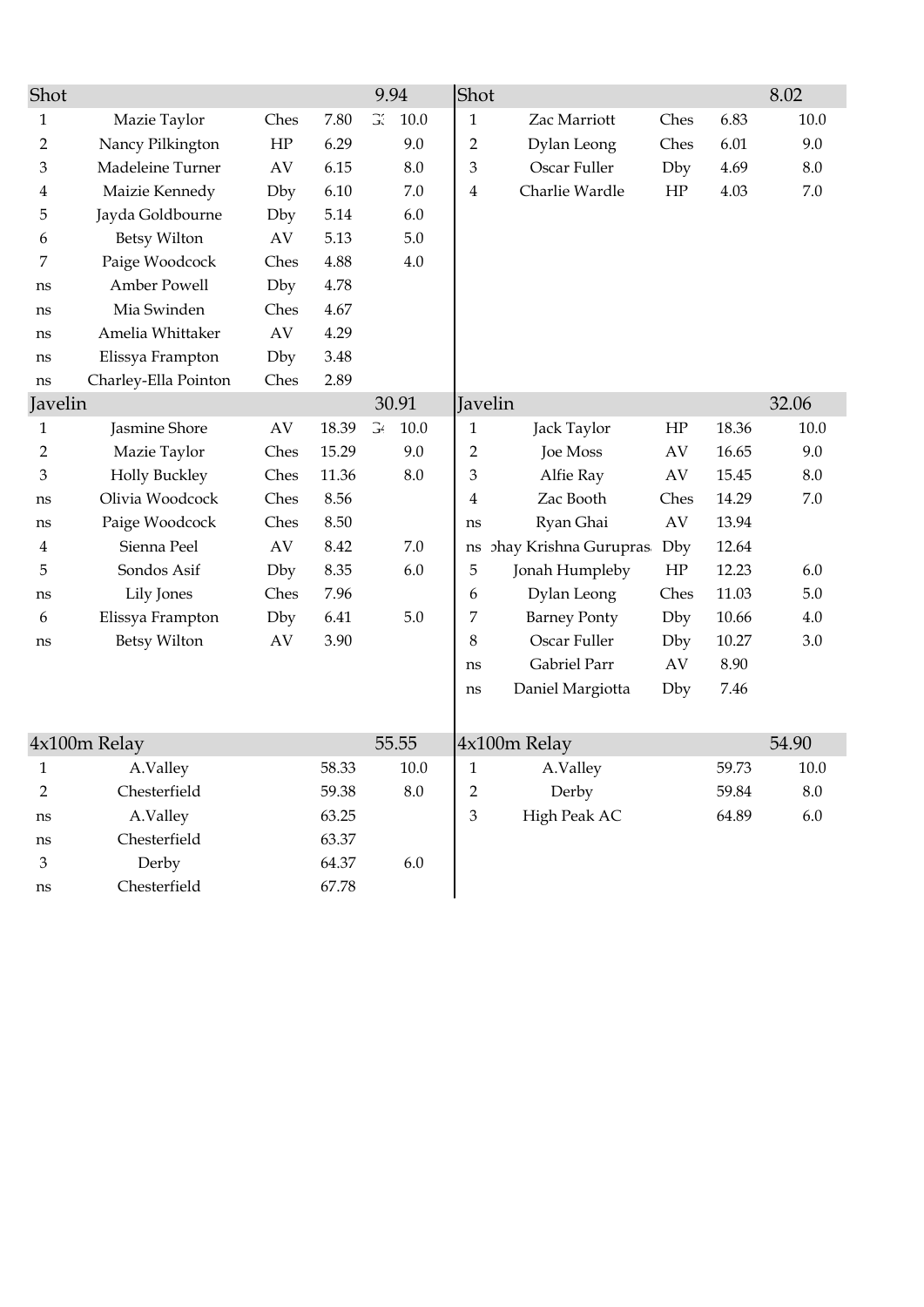| Shot | | | | | 9.94 |
|---|---|---|---|---|---|
| 1 | Mazie Taylor | Ches | 7.80 | 3( | 10.0 |
| 2 | Nancy Pilkington | HP | 6.29 | | 9.0 |
| 3 | Madeleine Turner | AV | 6.15 | | 8.0 |
| 4 | Maizie Kennedy | Dby | 6.10 | | 7.0 |
| 5 | Jayda Goldbourne | Dby | 5.14 | | 6.0 |
| 6 | Betsy Wilton | AV | 5.13 | | 5.0 |
| 7 | Paige Woodcock | Ches | 4.88 | | 4.0 |
| ns | Amber Powell | Dby | 4.78 | | |
| ns | Mia Swinden | Ches | 4.67 | | |
| ns | Amelia Whittaker | AV | 4.29 | | |
| ns | Elissya Frampton | Dby | 3.48 | | |
| ns | Charley-Ella Pointon | Ches | 2.89 | | |

| Javelin | | | | | 30.91 |
|---|---|---|---|---|---|
| 1 | Jasmine Shore | AV | 18.39 | 3( | 10.0 |
| 2 | Mazie Taylor | Ches | 15.29 | | 9.0 |
| 3 | Holly Buckley | Ches | 11.36 | | 8.0 |
| ns | Olivia Woodcock | Ches | 8.56 | | |
| ns | Paige Woodcock | Ches | 8.50 | | |
| 4 | Sienna Peel | AV | 8.42 | | 7.0 |
| 5 | Sondos Asif | Dby | 8.35 | | 6.0 |
| ns | Lily Jones | Ches | 7.96 | | |
| 6 | Elissya Frampton | Dby | 6.41 | | 5.0 |
| ns | Betsy Wilton | AV | 3.90 | | |

| 4x100m Relay | | | 55.55 |
|---|---|---|---|
| 1 | A.Valley | 58.33 | 10.0 |
| 2 | Chesterfield | 59.38 | 8.0 |
| ns | A.Valley | 63.25 | |
| ns | Chesterfield | 63.37 | |
| 3 | Derby | 64.37 | 6.0 |
| ns | Chesterfield | 67.78 | |

| Shot | | | | 8.02 |
|---|---|---|---|---|
| 1 | Zac Marriott | Ches | 6.83 | 10.0 |
| 2 | Dylan Leong | Ches | 6.01 | 9.0 |
| 3 | Oscar Fuller | Dby | 4.69 | 8.0 |
| 4 | Charlie Wardle | HP | 4.03 | 7.0 |

| Javelin | | | | 32.06 |
|---|---|---|---|---|
| 1 | Jack Taylor | HP | 18.36 | 10.0 |
| 2 | Joe Moss | AV | 16.65 | 9.0 |
| 3 | Alfie Ray | AV | 15.45 | 8.0 |
| 4 | Zac Booth | Ches | 14.29 | 7.0 |
| ns | Ryan Ghai | AV | 13.94 | |
| ns | bhay Krishna Gurupras | Dby | 12.64 | |
| 5 | Jonah Humpleby | HP | 12.23 | 6.0 |
| 6 | Dylan Leong | Ches | 11.03 | 5.0 |
| 7 | Barney Ponty | Dby | 10.66 | 4.0 |
| 8 | Oscar Fuller | Dby | 10.27 | 3.0 |
| ns | Gabriel Parr | AV | 8.90 | |
| ns | Daniel Margiotta | Dby | 7.46 | |

| 4x100m Relay | | | 54.90 |
|---|---|---|---|
| 1 | A.Valley | 59.73 | 10.0 |
| 2 | Derby | 59.84 | 8.0 |
| 3 | High Peak AC | 64.89 | 6.0 |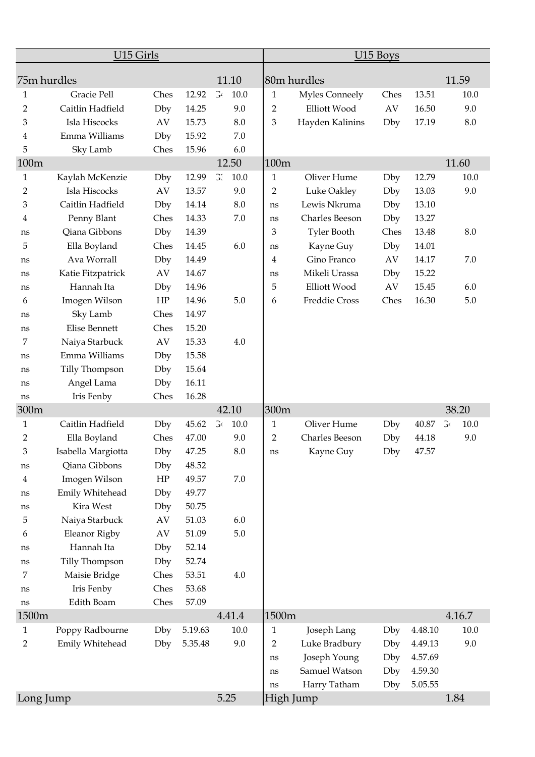## U15 Girls

| 75m hurdles | | | | | 11.10 |
|---|---|---|---|---|---|
| 1 | Gracie Pell | Ches | 12.92 | G | 10.0 |
| 2 | Caitlin Hadfield | Dby | 14.25 | | 9.0 |
| 3 | Isla Hiscocks | AV | 15.73 | | 8.0 |
| 4 | Emma Williams | Dby | 15.92 | | 7.0 |
| 5 | Sky Lamb | Ches | 15.96 | | 6.0 |

| 100m | | | | | 12.50 |
|---|---|---|---|---|---|
| 1 | Kaylah McKenzie | Dby | 12.99 | G | 10.0 |
| 2 | Isla Hiscocks | AV | 13.57 | | 9.0 |
| 3 | Caitlin Hadfield | Dby | 14.14 | | 8.0 |
| 4 | Penny Blant | Ches | 14.33 | | 7.0 |
| ns | Qiana Gibbons | Dby | 14.39 | | |
| 5 | Ella Boyland | Ches | 14.45 | | 6.0 |
| ns | Ava Worrall | Dby | 14.49 | | |
| ns | Katie Fitzpatrick | AV | 14.67 | | |
| ns | Hannah Ita | Dby | 14.96 | | |
| 6 | Imogen Wilson | HP | 14.96 | | 5.0 |
| ns | Sky Lamb | Ches | 14.97 | | |
| ns | Elise Bennett | Ches | 15.20 | | |
| 7 | Naiya Starbuck | AV | 15.33 | | 4.0 |
| ns | Emma Williams | Dby | 15.58 | | |
| ns | Tilly Thompson | Dby | 15.64 | | |
| ns | Angel Lama | Dby | 16.11 | | |
| ns | Iris Fenby | Ches | 16.28 | | |

| 300m | | | | | 42.10 |
|---|---|---|---|---|---|
| 1 | Caitlin Hadfield | Dby | 45.62 | G | 10.0 |
| 2 | Ella Boyland | Ches | 47.00 | | 9.0 |
| 3 | Isabella Margiotta | Dby | 47.25 | | 8.0 |
| ns | Qiana Gibbons | Dby | 48.52 | | |
| 4 | Imogen Wilson | HP | 49.57 | | 7.0 |
| ns | Emily Whitehead | Dby | 49.77 | | |
| ns | Kira West | Dby | 50.75 | | |
| 5 | Naiya Starbuck | AV | 51.03 | | 6.0 |
| 6 | Eleanor Rigby | AV | 51.09 | | 5.0 |
| ns | Hannah Ita | Dby | 52.14 | | |
| ns | Tilly Thompson | Dby | 52.74 | | |
| 7 | Maisie Bridge | Ches | 53.51 | | 4.0 |
| ns | Iris Fenby | Ches | 53.68 | | |
| ns | Edith Boam | Ches | 57.09 | | |

| 1500m | | | | | 4.41.4 |
|---|---|---|---|---|---|
| 1 | Poppy Radbourne | Dby | 5.19.63 | | 10.0 |
| 2 | Emily Whitehead | Dby | 5.35.48 | | 9.0 |

| Long Jump | | | | | 5.25 |
|---|---|---|---|---|---|

## U15 Boys

| 80m hurdles | | | | | 11.59 |
|---|---|---|---|---|---|
| 1 | Myles Conneely | Ches | 13.51 | | 10.0 |
| 2 | Elliott Wood | AV | 16.50 | | 9.0 |
| 3 | Hayden Kalinins | Dby | 17.19 | | 8.0 |

| 100m | | | | | 11.60 |
|---|---|---|---|---|---|
| 1 | Oliver Hume | Dby | 12.79 | | 10.0 |
| 2 | Luke Oakley | Dby | 13.03 | | 9.0 |
| ns | Lewis Nkruma | Dby | 13.10 | | |
| ns | Charles Beeson | Dby | 13.27 | | |
| 3 | Tyler Booth | Ches | 13.48 | | 8.0 |
| ns | Kayne Guy | Dby | 14.01 | | |
| 4 | Gino Franco | AV | 14.17 | | 7.0 |
| ns | Mikeli Urassa | Dby | 15.22 | | |
| 5 | Elliott Wood | AV | 15.45 | | 6.0 |
| 6 | Freddie Cross | Ches | 16.30 | | 5.0 |

| 300m | | | | | 38.20 |
|---|---|---|---|---|---|
| 1 | Oliver Hume | Dby | 40.87 | G | 10.0 |
| 2 | Charles Beeson | Dby | 44.18 | | 9.0 |
| ns | Kayne Guy | Dby | 47.57 | | |

| 1500m | | | | | 4.16.7 |
|---|---|---|---|---|---|
| 1 | Joseph Lang | Dby | 4.48.10 | | 10.0 |
| 2 | Luke Bradbury | Dby | 4.49.13 | | 9.0 |
| ns | Joseph Young | Dby | 4.57.69 | | |
| ns | Samuel Watson | Dby | 4.59.30 | | |
| ns | Harry Tatham | Dby | 5.05.55 | | |

| High Jump | | | | | 1.84 |
|---|---|---|---|---|---|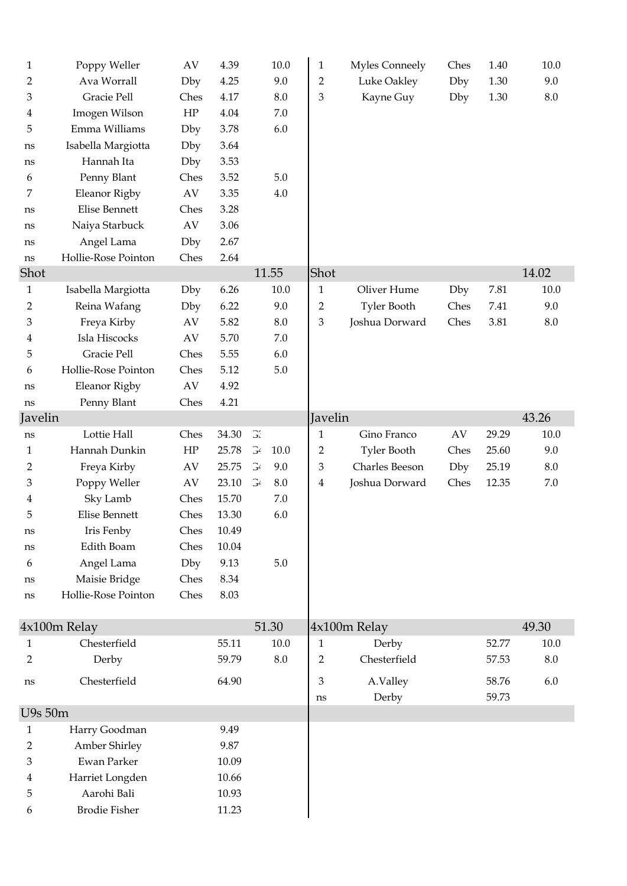| | | | | |
|---|---|---|---|---|
| 1 | Poppy Weller | AV | 4.39 | 10.0 |
| 2 | Ava Worrall | Dby | 4.25 | 9.0 |
| 3 | Gracie Pell | Ches | 4.17 | 8.0 |
| 4 | Imogen Wilson | HP | 4.04 | 7.0 |
| 5 | Emma Williams | Dby | 3.78 | 6.0 |
| ns | Isabella Margiotta | Dby | 3.64 | |
| ns | Hannah Ita | Dby | 3.53 | |
| 6 | Penny Blant | Ches | 3.52 | 5.0 |
| 7 | Eleanor Rigby | AV | 3.35 | 4.0 |
| ns | Elise Bennett | Ches | 3.28 | |
| ns | Naiya Starbuck | AV | 3.06 | |
| ns | Angel Lama | Dby | 2.67 | |
| ns | Hollie-Rose Pointon | Ches | 2.64 | |

| Shot | | | | 11.55 |
|---|---|---|---|---|
| 1 | Isabella Margiotta | Dby | 6.26 | 10.0 |
| 2 | Reina Wafang | Dby | 6.22 | 9.0 |
| 3 | Freya Kirby | AV | 5.82 | 8.0 |
| 4 | Isla Hiscocks | AV | 5.70 | 7.0 |
| 5 | Gracie Pell | Ches | 5.55 | 6.0 |
| 6 | Hollie-Rose Pointon | Ches | 5.12 | 5.0 |
| ns | Eleanor Rigby | AV | 4.92 | |
| ns | Penny Blant | Ches | 4.21 | |

| Javelin | | | | | 
|---|---|---|---|---|---|
| ns | Lottie Hall | Ches | 34.30 | G3 | |
| 1 | Hannah Dunkin | HP | 25.78 | G4 | 10.0 |
| 2 | Freya Kirby | AV | 25.75 | G4 | 9.0 |
| 3 | Poppy Weller | AV | 23.10 | G4 | 8.0 |
| 4 | Sky Lamb | Ches | 15.70 | | 7.0 |
| 5 | Elise Bennett | Ches | 13.30 | | 6.0 |
| ns | Iris Fenby | Ches | 10.49 | | |
| ns | Edith Boam | Ches | 10.04 | | |
| 6 | Angel Lama | Dby | 9.13 | | 5.0 |
| ns | Maisie Bridge | Ches | 8.34 | | |
| ns | Hollie-Rose Pointon | Ches | 8.03 | | |

| 4x100m Relay | | | 51.30 |
|---|---|---|---|
| 1 | Chesterfield | 55.11 | 10.0 |
| 2 | Derby | 59.79 | 8.0 |
| ns | Chesterfield | 64.90 | |

| U9s 50m | | |
|---|---|---|
| 1 | Harry Goodman | 9.49 |
| 2 | Amber Shirley | 9.87 |
| 3 | Ewan Parker | 10.09 |
| 4 | Harriet Longden | 10.66 |
| 5 | Aarohi Bali | 10.93 |
| 6 | Brodie Fisher | 11.23 |

| | | | | |
|---|---|---|---|---|
| 1 | Myles Conneely | Ches | 1.40 | 10.0 |
| 2 | Luke Oakley | Dby | 1.30 | 9.0 |
| 3 | Kayne Guy | Dby | 1.30 | 8.0 |

| Shot | | | | 14.02 |
|---|---|---|---|---|
| 1 | Oliver Hume | Dby | 7.81 | 10.0 |
| 2 | Tyler Booth | Ches | 7.41 | 9.0 |
| 3 | Joshua Dorward | Ches | 3.81 | 8.0 |

| Javelin | | | | 43.26 |
|---|---|---|---|---|
| 1 | Gino Franco | AV | 29.29 | 10.0 |
| 2 | Tyler Booth | Ches | 25.60 | 9.0 |
| 3 | Charles Beeson | Dby | 25.19 | 8.0 |
| 4 | Joshua Dorward | Ches | 12.35 | 7.0 |

| 4x100m Relay | | | 49.30 |
|---|---|---|---|
| 1 | Derby | 52.77 | 10.0 |
| 2 | Chesterfield | 57.53 | 8.0 |
| 3 | A.Valley | 58.76 | 6.0 |
| ns | Derby | 59.73 | |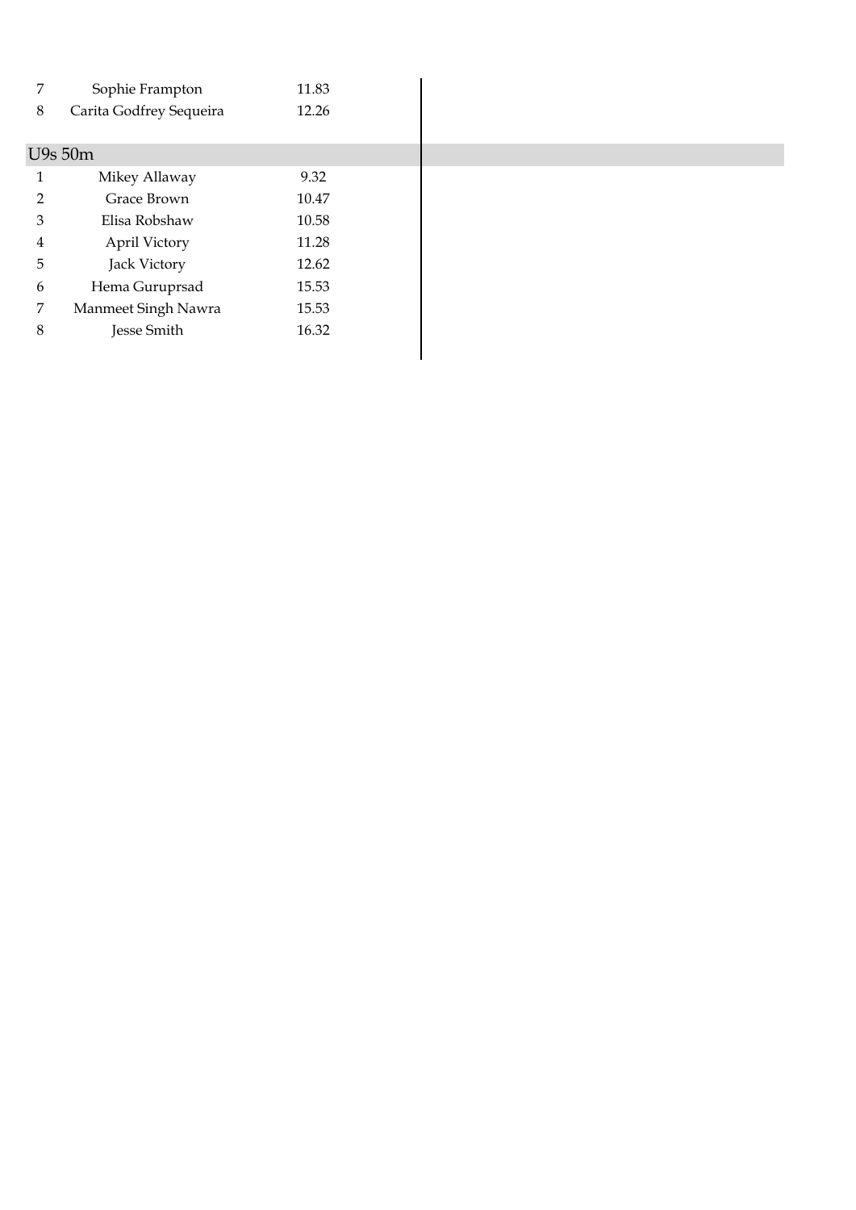| | | |
|---|---|---|
| 7 | Sophie Frampton | 11.83 |
| 8 | Carita Godfrey Sequeira | 12.26 |

## U9s 50m

| | | |
|---|---|---|
| 1 | Mikey Allaway | 9.32 |
| 2 | Grace Brown | 10.47 |
| 3 | Elisa Robshaw | 10.58 |
| 4 | April Victory | 11.28 |
| 5 | Jack Victory | 12.62 |
| 6 | Hema Guruprsad | 15.53 |
| 7 | Manmeet Singh Nawra | 15.53 |
| 8 | Jesse Smith | 16.32 |